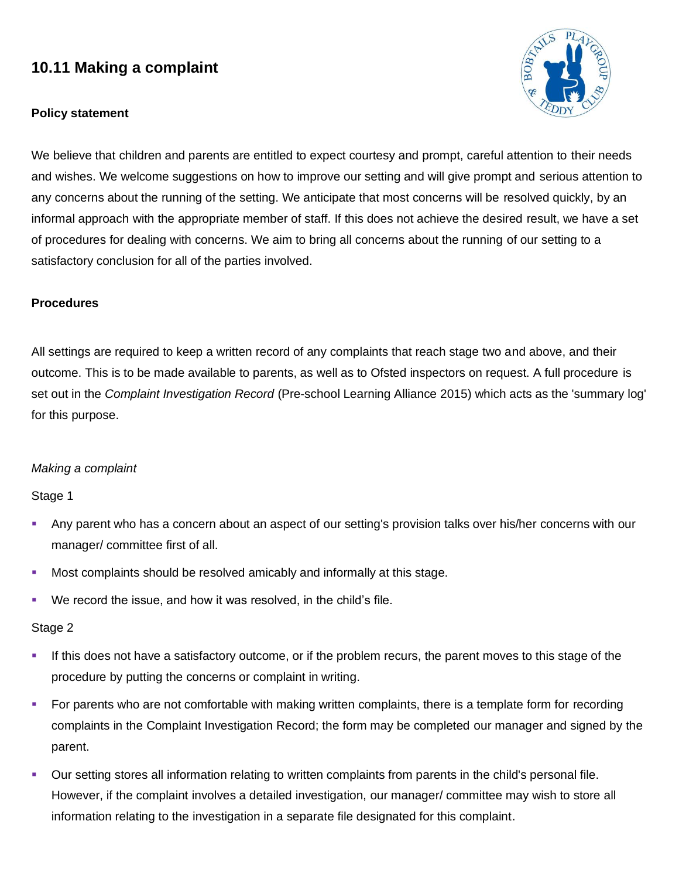# 10.11 Making a complaint

**Policy statement**

We believe that children and parents are entitled to expect courtesy and prompt, careful attention to their needs and wishes. We welcome suggestions on how to improve our setting and will give prompt and serious attention to any concerns about the running of the setting. We anticipate that most concerns will be resolved quickly, by an informal approach with the appropriate member of staff. If this does not achieve the desired result, we have a set of procedures for dealing with concerns. We aim to bring all concerns about the running of our setting to a satisfactory conclusion for all of the parties involved.

**Procedures**

All settings are required to keep a written record of any complaints that reach stage two and above, and their outcome. This is to be made available to parents, as well as to Ofsted inspectors on request. A full procedure is set out in the *Complaint Investigation Record* (Pre-school Learning Alliance 2015) which acts as the 'summary log' for this purpose.

*Making a complaint*

Stage 1

- Any parent who has a concern about an aspect of our setting's provision talks over his/her concerns with our manager/ committee first of all.
- Most complaints should be resolved amicably and informally at this stage.
- We record the issue, and how it was resolved, in the child's file.

Stage 2

- If this does not have a satisfactory outcome, or if the problem recurs, the parent moves to this stage of the procedure by putting the concerns or complaint in writing.
- For parents who are not comfortable with making written complaints, there is a template form for recording complaints in the Complaint Investigation Record; the form may be completed our manager and signed by the parent.
- Our setting stores all information relating to written complaints from parents in the child's personal file. However, if the complaint involves a detailed investigation, our manager/ committee may wish to store all information relating to the investigation in a separate file designated for this complaint.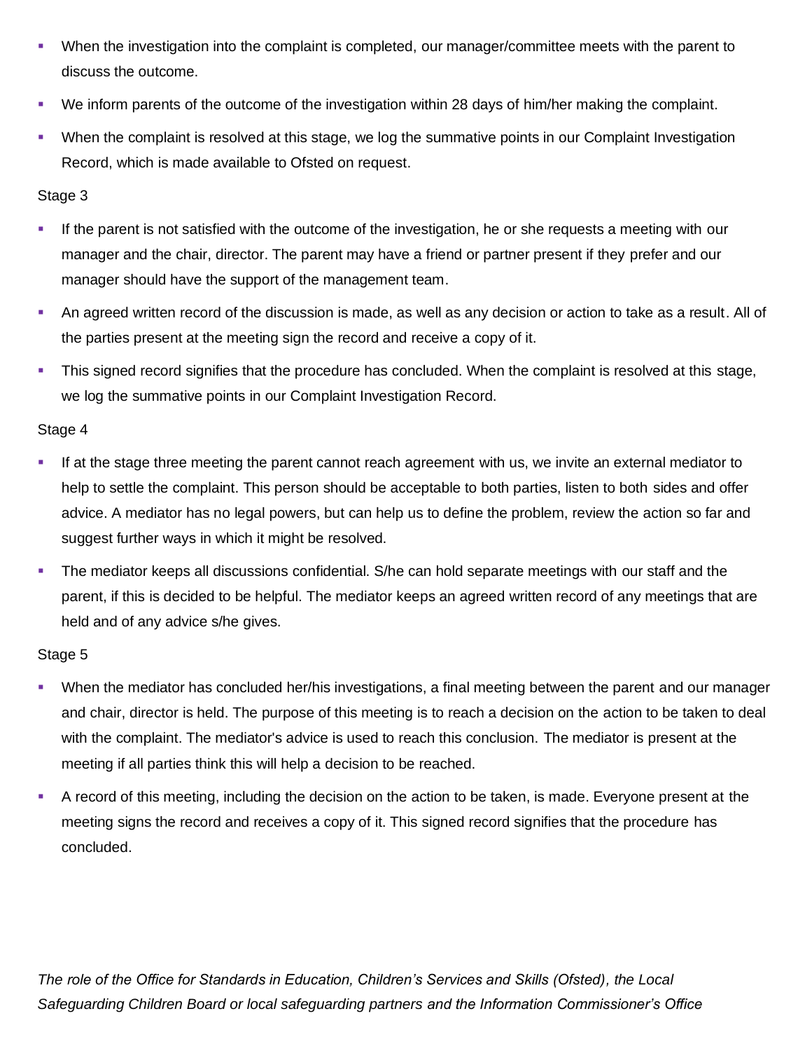- When the investigation into the complaint is completed, our manager/committee meets with the parent to discuss the outcome.
- We inform parents of the outcome of the investigation within 28 days of him/her making the complaint.
- When the complaint is resolved at this stage, we log the summative points in our Complaint Investigation Record, which is made available to Ofsted on request.

Stage 3

- If the parent is not satisfied with the outcome of the investigation, he or she requests a meeting with our manager and the chair, director. The parent may have a friend or partner present if they prefer and our manager should have the support of the management team.
- An agreed written record of the discussion is made, as well as any decision or action to take as a result. All of the parties present at the meeting sign the record and receive a copy of it.
- This signed record signifies that the procedure has concluded. When the complaint is resolved at this stage, we log the summative points in our Complaint Investigation Record.

Stage 4

- If at the stage three meeting the parent cannot reach agreement with us, we invite an external mediator to help to settle the complaint. This person should be acceptable to both parties, listen to both sides and offer advice. A mediator has no legal powers, but can help us to define the problem, review the action so far and suggest further ways in which it might be resolved.
- The mediator keeps all discussions confidential. S/he can hold separate meetings with our staff and the parent, if this is decided to be helpful. The mediator keeps an agreed written record of any meetings that are held and of any advice s/he gives.

Stage 5

- When the mediator has concluded her/his investigations, a final meeting between the parent and our manager and chair, director is held. The purpose of this meeting is to reach a decision on the action to be taken to deal with the complaint. The mediator's advice is used to reach this conclusion. The mediator is present at the meeting if all parties think this will help a decision to be reached.
- A record of this meeting, including the decision on the action to be taken, is made. Everyone present at the meeting signs the record and receives a copy of it. This signed record signifies that the procedure has concluded.

*The role of the Office for Standards in Education, Children's Services and Skills (Ofsted), the Local Safeguarding Children Board or local safeguarding partners and the Information Commissioner's Office*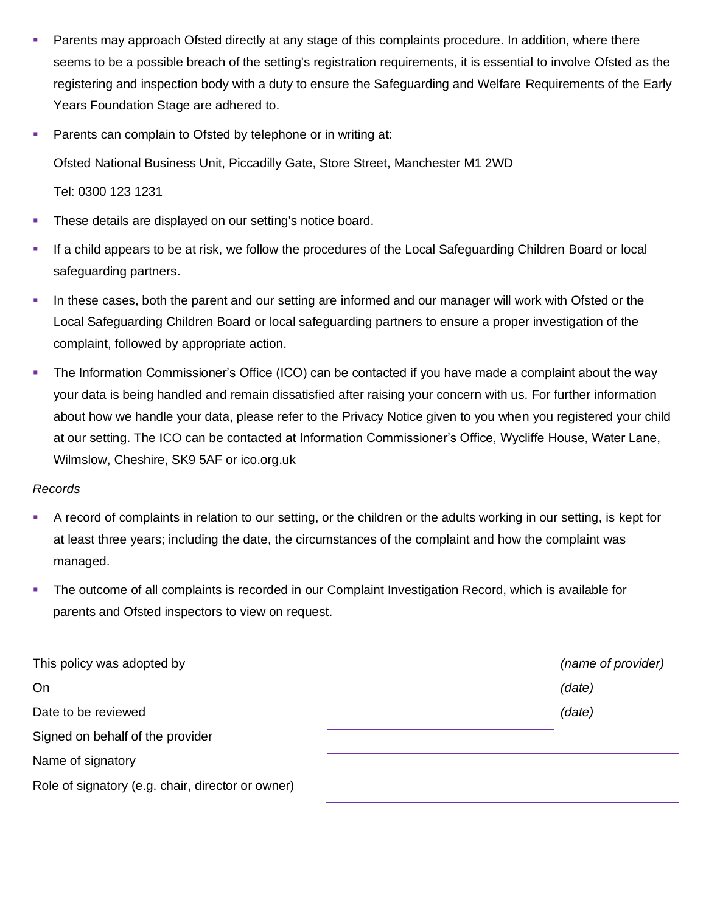- Parents may approach Ofsted directly at any stage of this complaints procedure. In addition, where there seems to be a possible breach of the setting's registration requirements, it is essential to involve Ofsted as the registering and inspection body with a duty to ensure the Safeguarding and Welfare Requirements of the Early Years Foundation Stage are adhered to.
- Parents can complain to Ofsted by telephone or in writing at:

  Ofsted National Business Unit, Piccadilly Gate, Store Street, Manchester M1 2WD

  Tel: 0300 123 1231
- These details are displayed on our setting's notice board.
- If a child appears to be at risk, we follow the procedures of the Local Safeguarding Children Board or local safeguarding partners.
- In these cases, both the parent and our setting are informed and our manager will work with Ofsted or the Local Safeguarding Children Board or local safeguarding partners to ensure a proper investigation of the complaint, followed by appropriate action.
- The Information Commissioner's Office (ICO) can be contacted if you have made a complaint about the way your data is being handled and remain dissatisfied after raising your concern with us. For further information about how we handle your data, please refer to the Privacy Notice given to you when you registered your child at our setting. The ICO can be contacted at Information Commissioner's Office, Wycliffe House, Water Lane, Wilmslow, Cheshire, SK9 5AF or ico.org.uk

*Records*

- A record of complaints in relation to our setting, or the children or the adults working in our setting, is kept for at least three years; including the date, the circumstances of the complaint and how the complaint was managed.
- The outcome of all complaints is recorded in our Complaint Investigation Record, which is available for parents and Ofsted inspectors to view on request.

| | | |
|---|---|---|
| This policy was adopted by | ______________________ | *(name of provider)* |
| On | ______________________ | *(date)* |
| Date to be reviewed | ______________________ | *(date)* |
| Signed on behalf of the provider | ______________________ | |
| Name of signatory | ______________________ | |
| Role of signatory (e.g. chair, director or owner) | ______________________ | |